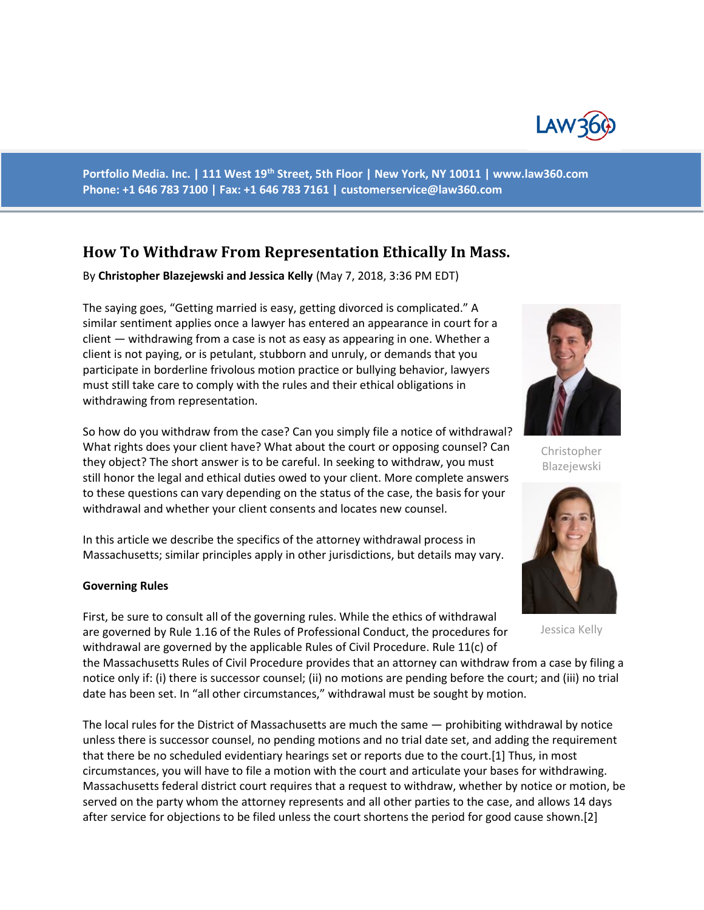# How To Withdraw From Representation Ethically In Mass.

By **Christopher Blazejewski and Jessica Kelly** (May 7, 2018, 3:36 PM EDT)

The saying goes, "Getting married is easy, getting divorced is complicated." A similar sentiment applies once a lawyer has entered an appearance in court for a client — withdrawing from a case is not as easy as appearing in one. Whether a client is not paying, or is petulant, stubborn and unruly, or demands that you participate in borderline frivolous motion practice or bullying behavior, lawyers must still take care to comply with the rules and their ethical obligations in withdrawing from representation.

Christopher Blazejewski

Jessica Kelly

So how do you withdraw from the case? Can you simply file a notice of withdrawal? What rights does your client have? What about the court or opposing counsel? Can they object? The short answer is to be careful. In seeking to withdraw, you must still honor the legal and ethical duties owed to your client. More complete answers to these questions can vary depending on the status of the case, the basis for your withdrawal and whether your client consents and locates new counsel.

In this article we describe the specifics of the attorney withdrawal process in Massachusetts; similar principles apply in other jurisdictions, but details may vary.

**Governing Rules**

First, be sure to consult all of the governing rules. While the ethics of withdrawal are governed by Rule 1.16 of the Rules of Professional Conduct, the procedures for withdrawal are governed by the applicable Rules of Civil Procedure. Rule 11(c) of the Massachusetts Rules of Civil Procedure provides that an attorney can withdraw from a case by filing a notice only if: (i) there is successor counsel; (ii) no motions are pending before the court; and (iii) no trial date has been set. In "all other circumstances," withdrawal must be sought by motion.

The local rules for the District of Massachusetts are much the same — prohibiting withdrawal by notice unless there is successor counsel, no pending motions and no trial date set, and adding the requirement that there be no scheduled evidentiary hearings set or reports due to the court.[1] Thus, in most circumstances, you will have to file a motion with the court and articulate your bases for withdrawing. Massachusetts federal district court requires that a request to withdraw, whether by notice or motion, be served on the party whom the attorney represents and all other parties to the case, and allows 14 days after service for objections to be filed unless the court shortens the period for good cause shown.[2]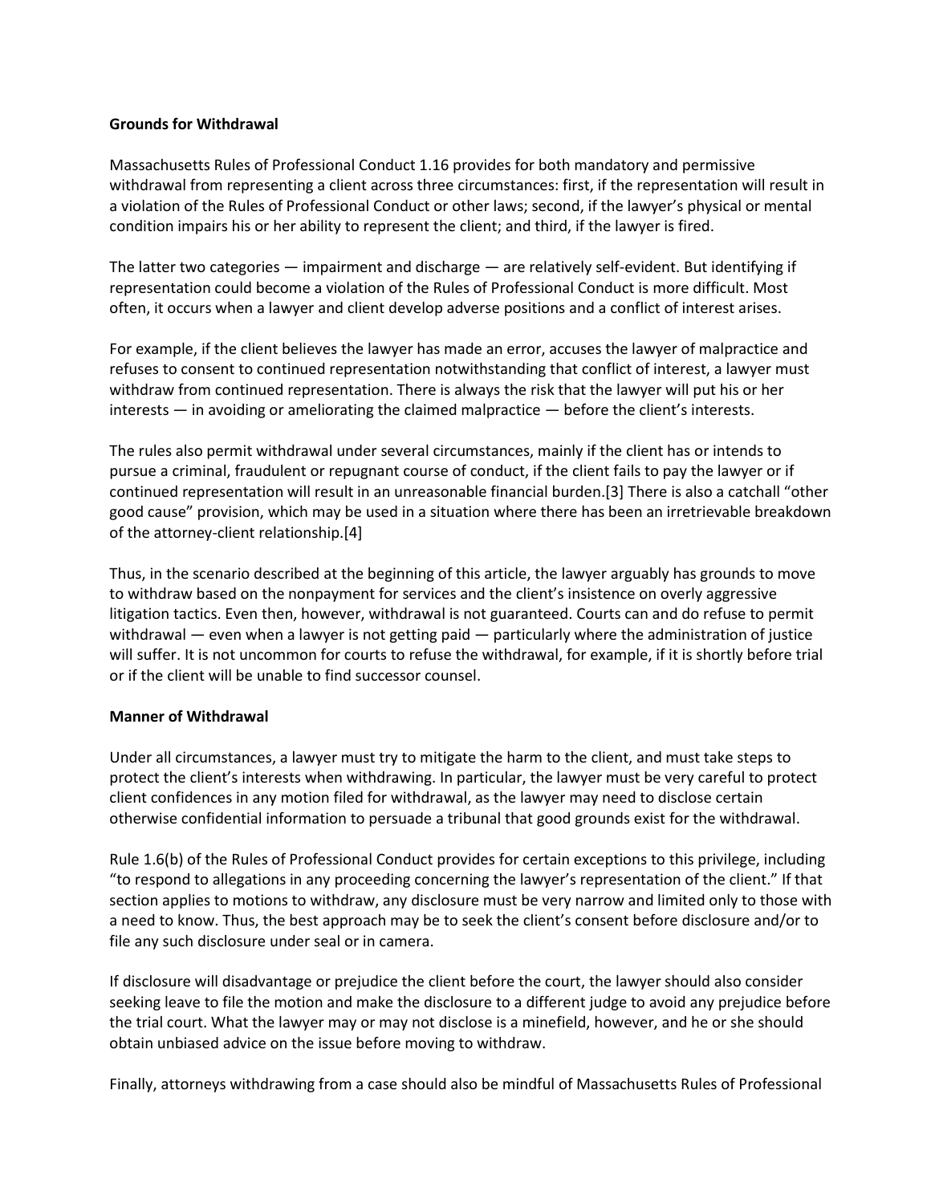**Grounds for Withdrawal**

Massachusetts Rules of Professional Conduct 1.16 provides for both mandatory and permissive withdrawal from representing a client across three circumstances: first, if the representation will result in a violation of the Rules of Professional Conduct or other laws; second, if the lawyer's physical or mental condition impairs his or her ability to represent the client; and third, if the lawyer is fired.

The latter two categories — impairment and discharge — are relatively self-evident. But identifying if representation could become a violation of the Rules of Professional Conduct is more difficult. Most often, it occurs when a lawyer and client develop adverse positions and a conflict of interest arises.

For example, if the client believes the lawyer has made an error, accuses the lawyer of malpractice and refuses to consent to continued representation notwithstanding that conflict of interest, a lawyer must withdraw from continued representation. There is always the risk that the lawyer will put his or her interests — in avoiding or ameliorating the claimed malpractice — before the client's interests.

The rules also permit withdrawal under several circumstances, mainly if the client has or intends to pursue a criminal, fraudulent or repugnant course of conduct, if the client fails to pay the lawyer or if continued representation will result in an unreasonable financial burden.[3] There is also a catchall "other good cause" provision, which may be used in a situation where there has been an irretrievable breakdown of the attorney-client relationship.[4]

Thus, in the scenario described at the beginning of this article, the lawyer arguably has grounds to move to withdraw based on the nonpayment for services and the client's insistence on overly aggressive litigation tactics. Even then, however, withdrawal is not guaranteed. Courts can and do refuse to permit withdrawal — even when a lawyer is not getting paid — particularly where the administration of justice will suffer. It is not uncommon for courts to refuse the withdrawal, for example, if it is shortly before trial or if the client will be unable to find successor counsel.

**Manner of Withdrawal**

Under all circumstances, a lawyer must try to mitigate the harm to the client, and must take steps to protect the client's interests when withdrawing. In particular, the lawyer must be very careful to protect client confidences in any motion filed for withdrawal, as the lawyer may need to disclose certain otherwise confidential information to persuade a tribunal that good grounds exist for the withdrawal.

Rule 1.6(b) of the Rules of Professional Conduct provides for certain exceptions to this privilege, including "to respond to allegations in any proceeding concerning the lawyer's representation of the client." If that section applies to motions to withdraw, any disclosure must be very narrow and limited only to those with a need to know. Thus, the best approach may be to seek the client's consent before disclosure and/or to file any such disclosure under seal or in camera.

If disclosure will disadvantage or prejudice the client before the court, the lawyer should also consider seeking leave to file the motion and make the disclosure to a different judge to avoid any prejudice before the trial court. What the lawyer may or may not disclose is a minefield, however, and he or she should obtain unbiased advice on the issue before moving to withdraw.

Finally, attorneys withdrawing from a case should also be mindful of Massachusetts Rules of Professional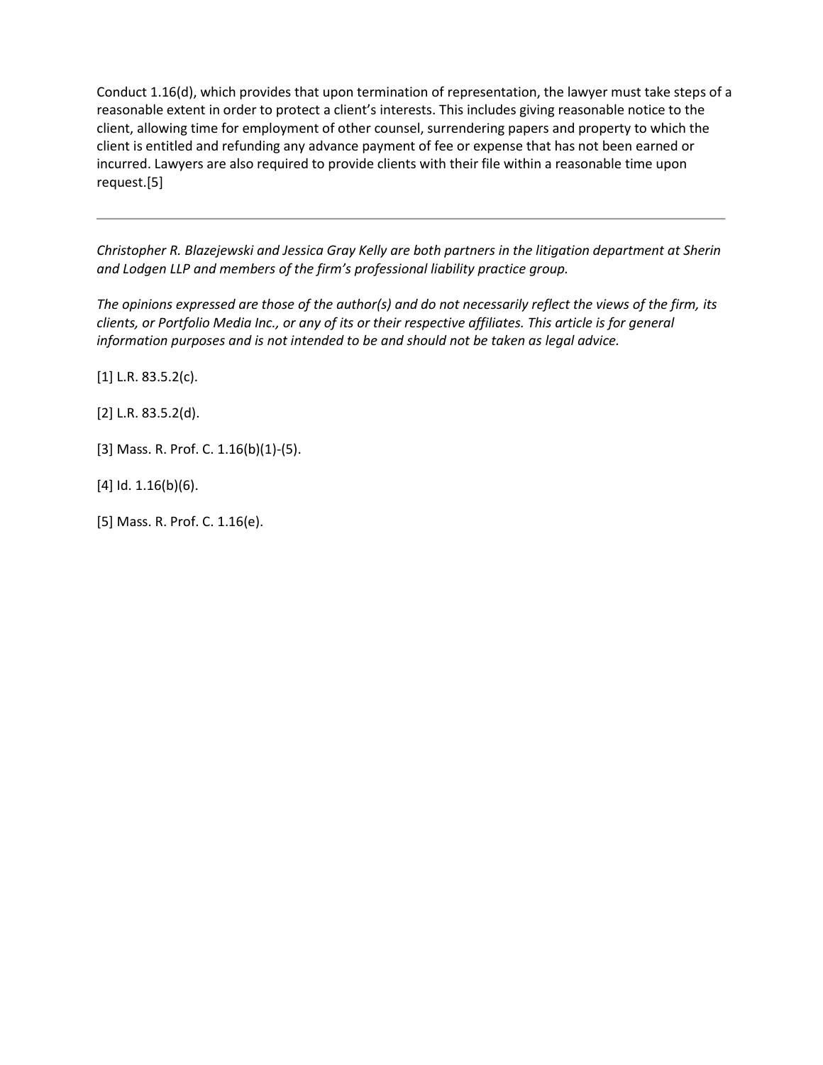Conduct 1.16(d), which provides that upon termination of representation, the lawyer must take steps of a reasonable extent in order to protect a client's interests. This includes giving reasonable notice to the client, allowing time for employment of other counsel, surrendering papers and property to which the client is entitled and refunding any advance payment of fee or expense that has not been earned or incurred. Lawyers are also required to provide clients with their file within a reasonable time upon request.[5]

---

*Christopher R. Blazejewski and Jessica Gray Kelly are both partners in the litigation department at Sherin and Lodgen LLP and members of the firm's professional liability practice group.*

*The opinions expressed are those of the author(s) and do not necessarily reflect the views of the firm, its clients, or Portfolio Media Inc., or any of its or their respective affiliates. This article is for general information purposes and is not intended to be and should not be taken as legal advice.*

[1] L.R. 83.5.2(c).

[2] L.R. 83.5.2(d).

[3] Mass. R. Prof. C. 1.16(b)(1)-(5).

[4] Id. 1.16(b)(6).

[5] Mass. R. Prof. C. 1.16(e).